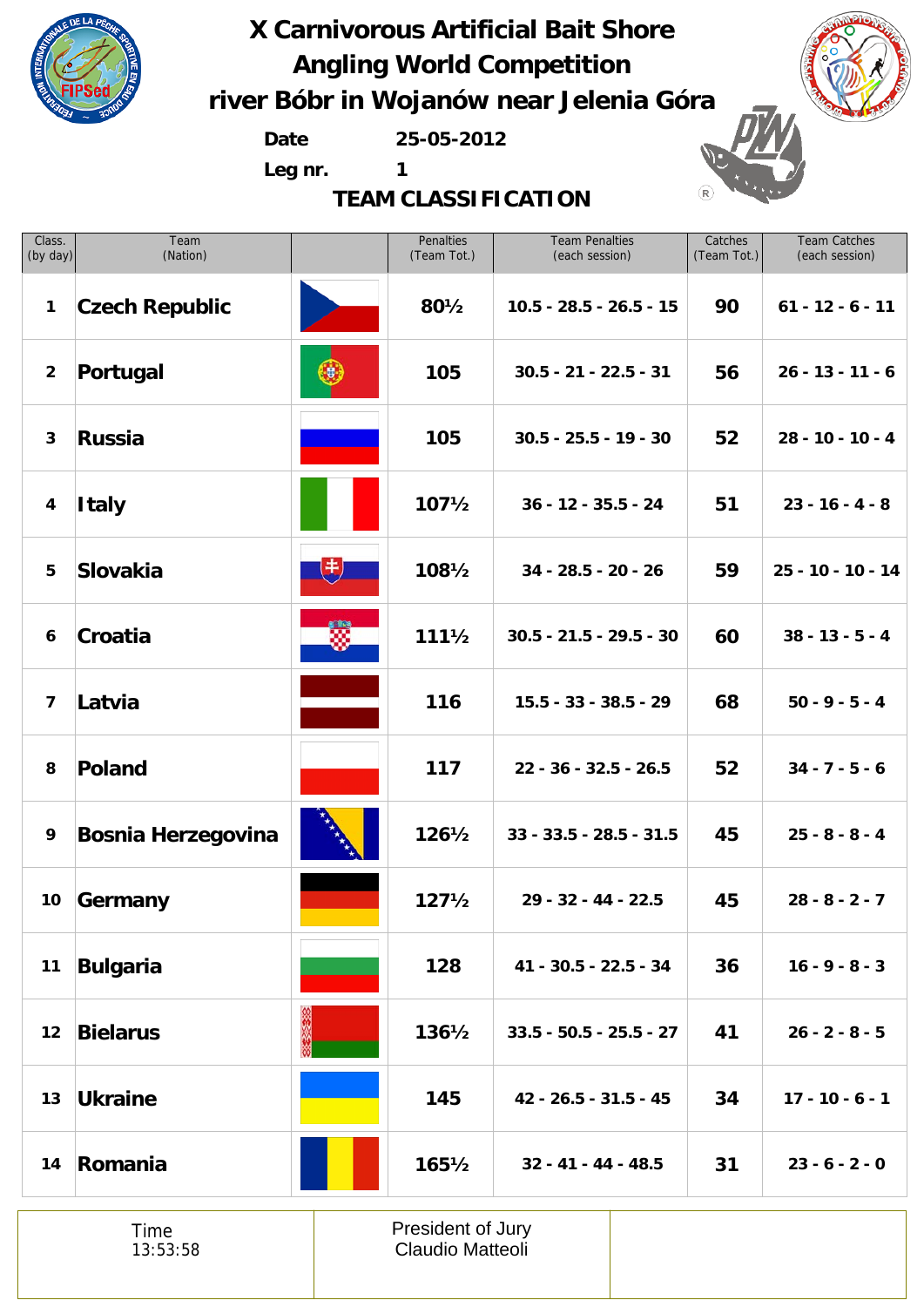# X Carnivorous Artificial Bait Shore Angling World Competition

## river Bóbr in Wojanów near Jelenia Góra

**Date** 25-05-2012

**Leg nr.** 1

### TEAM CLASSIFICATION

| Class. (by day) | Team (Nation) | | Penalties (Team Tot.) | Team Penalties (each session) | Catches (Team Tot.) | Team Catches (each session) |
|---|---|---|---|---|---|---|
| 1 | Czech Republic | | 80½ | 10.5 - 28.5 - 26.5 - 15 | 90 | 61 - 12 - 6 - 11 |
| 2 | Portugal | | 105 | 30.5 - 21 - 22.5 - 31 | 56 | 26 - 13 - 11 - 6 |
| 3 | Russia | | 105 | 30.5 - 25.5 - 19 - 30 | 52 | 28 - 10 - 10 - 4 |
| 4 | Italy | | 107½ | 36 - 12 - 35.5 - 24 | 51 | 23 - 16 - 4 - 8 |
| 5 | Slovakia | | 108½ | 34 - 28.5 - 20 - 26 | 59 | 25 - 10 - 10 - 14 |
| 6 | Croatia | | 111½ | 30.5 - 21.5 - 29.5 - 30 | 60 | 38 - 13 - 5 - 4 |
| 7 | Latvia | | 116 | 15.5 - 33 - 38.5 - 29 | 68 | 50 - 9 - 5 - 4 |
| 8 | Poland | | 117 | 22 - 36 - 32.5 - 26.5 | 52 | 34 - 7 - 5 - 6 |
| 9 | Bosnia Herzegovina | | 126½ | 33 - 33.5 - 28.5 - 31.5 | 45 | 25 - 8 - 8 - 4 |
| 10 | Germany | | 127½ | 29 - 32 - 44 - 22.5 | 45 | 28 - 8 - 2 - 7 |
| 11 | Bulgaria | | 128 | 41 - 30.5 - 22.5 - 34 | 36 | 16 - 9 - 8 - 3 |
| 12 | Bielarus | | 136½ | 33.5 - 50.5 - 25.5 - 27 | 41 | 26 - 2 - 8 - 5 |
| 13 | Ukraine | | 145 | 42 - 26.5 - 31.5 - 45 | 34 | 17 - 10 - 6 - 1 |
| 14 | Romania | | 165½ | 32 - 41 - 44 - 48.5 | 31 | 23 - 6 - 2 - 0 |

| Time 13:53:58 | President of Jury Claudio Matteoli | |
|---|---|---|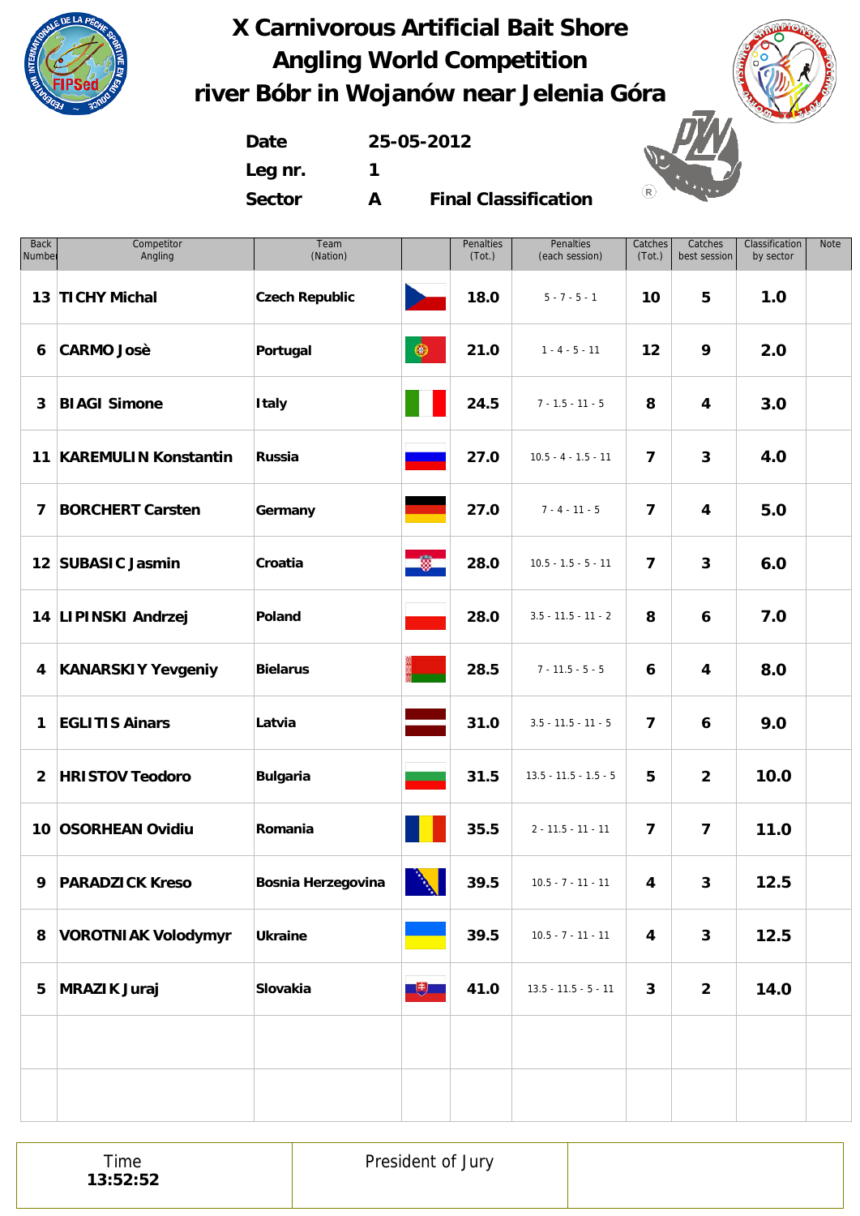# X Carnivorous Artificial Bait Shore Angling World Competition
# river Bóbr in Wojanów near Jelenia Góra

**Date** 25-05-2012

**Leg nr.** 1

**Sector** A **Final Classification**

| Back Number | Competitor Angling | Team (Nation) | | Penalties (Tot.) | Penalties (each session) | Catches (Tot.) | Catches best session | Classification by sector | Note |
|---|---|---|---|---|---|---|---|---|---|
| 13 | TICHY Michal | Czech Republic | | 18.0 | 5 - 7 - 5 - 1 | 10 | 5 | 1.0 | |
| 6 | CARMO Josè | Portugal | | 21.0 | 1 - 4 - 5 - 11 | 12 | 9 | 2.0 | |
| 3 | BIAGI Simone | Italy | | 24.5 | 7 - 1.5 - 11 - 5 | 8 | 4 | 3.0 | |
| 11 | KAREMULIN Konstantin | Russia | | 27.0 | 10.5 - 4 - 1.5 - 11 | 7 | 3 | 4.0 | |
| 7 | BORCHERT Carsten | Germany | | 27.0 | 7 - 4 - 11 - 5 | 7 | 4 | 5.0 | |
| 12 | SUBASIC Jasmin | Croatia | | 28.0 | 10.5 - 1.5 - 5 - 11 | 7 | 3 | 6.0 | |
| 14 | LIPINSKI Andrzej | Poland | | 28.0 | 3.5 - 11.5 - 11 - 2 | 8 | 6 | 7.0 | |
| 4 | KANARSKIY Yevgeniy | Bielarus | | 28.5 | 7 - 11.5 - 5 - 5 | 6 | 4 | 8.0 | |
| 1 | EGLITIS Ainars | Latvia | | 31.0 | 3.5 - 11.5 - 11 - 5 | 7 | 6 | 9.0 | |
| 2 | HRISTOV Teodoro | Bulgaria | | 31.5 | 13.5 - 11.5 - 1.5 - 5 | 5 | 2 | 10.0 | |
| 10 | OSORHEAN Ovidiu | Romania | | 35.5 | 2 - 11.5 - 11 - 11 | 7 | 7 | 11.0 | |
| 9 | PARADZICK Kreso | Bosnia Herzegovina | | 39.5 | 10.5 - 7 - 11 - 11 | 4 | 3 | 12.5 | |
| 8 | VOROTNIAK Volodymyr | Ukraine | | 39.5 | 10.5 - 7 - 11 - 11 | 4 | 3 | 12.5 | |
| 5 | MRAZIK Juraj | Slovakia | | 41.0 | 13.5 - 11.5 - 5 - 11 | 3 | 2 | 14.0 | |
| | | | | | | | | | |
| | | | | | | | | | |

| Time 13:52:52 | President of Jury | |
|---|---|---|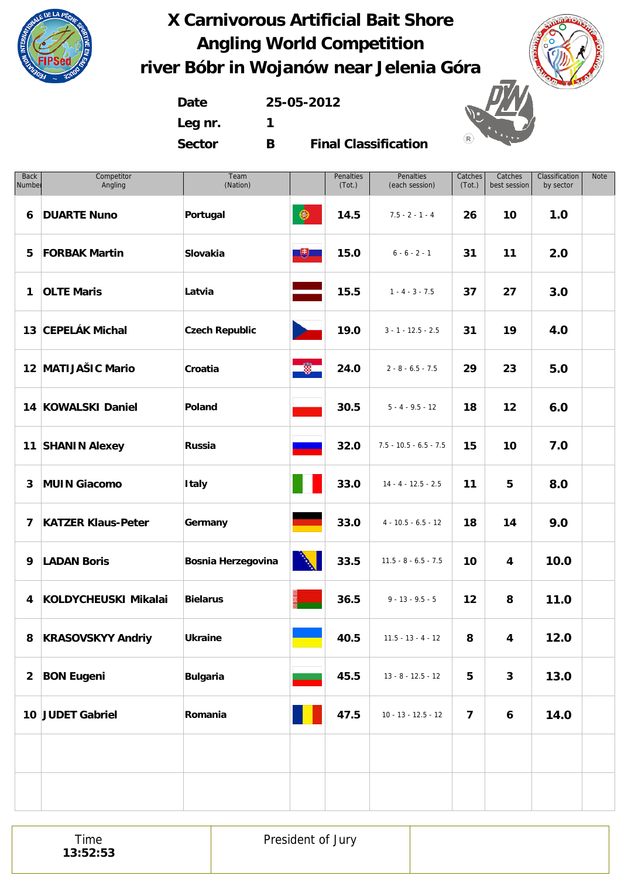# X Carnivorous Artificial Bait Shore Angling World Competition
# river Bóbr in Wojanów near Jelenia Góra

**Date** 25-05-2012
**Leg nr.** 1
**Sector** B **Final Classification**

| Back Number | Competitor Angling | Team (Nation) | | Penalties (Tot.) | Penalties (each session) | Catches (Tot.) | Catches best session | Classification by sector | Note |
|---|---|---|---|---|---|---|---|---|---|
| 6 | DUARTE Nuno | Portugal | | 14.5 | 7.5 - 2 - 1 - 4 | 26 | 10 | 1.0 | |
| 5 | FORBAK Martin | Slovakia | | 15.0 | 6 - 6 - 2 - 1 | 31 | 11 | 2.0 | |
| 1 | OLTE Maris | Latvia | | 15.5 | 1 - 4 - 3 - 7.5 | 37 | 27 | 3.0 | |
| 13 | CEPELÁK Michal | Czech Republic | | 19.0 | 3 - 1 - 12.5 - 2.5 | 31 | 19 | 4.0 | |
| 12 | MATIJAŠIC Mario | Croatia | | 24.0 | 2 - 8 - 6.5 - 7.5 | 29 | 23 | 5.0 | |
| 14 | KOWALSKI Daniel | Poland | | 30.5 | 5 - 4 - 9.5 - 12 | 18 | 12 | 6.0 | |
| 11 | SHANIN Alexey | Russia | | 32.0 | 7.5 - 10.5 - 6.5 - 7.5 | 15 | 10 | 7.0 | |
| 3 | MUIN Giacomo | Italy | | 33.0 | 14 - 4 - 12.5 - 2.5 | 11 | 5 | 8.0 | |
| 7 | KATZER Klaus-Peter | Germany | | 33.0 | 4 - 10.5 - 6.5 - 12 | 18 | 14 | 9.0 | |
| 9 | LADAN Boris | Bosnia Herzegovina | | 33.5 | 11.5 - 8 - 6.5 - 7.5 | 10 | 4 | 10.0 | |
| 4 | KOLDYCHEUSKI Mikalai | Bielarus | | 36.5 | 9 - 13 - 9.5 - 5 | 12 | 8 | 11.0 | |
| 8 | KRASOVSKYY Andriy | Ukraine | | 40.5 | 11.5 - 13 - 4 - 12 | 8 | 4 | 12.0 | |
| 2 | BON Eugeni | Bulgaria | | 45.5 | 13 - 8 - 12.5 - 12 | 5 | 3 | 13.0 | |
| 10 | JUDET Gabriel | Romania | | 47.5 | 10 - 13 - 12.5 - 12 | 7 | 6 | 14.0 | |
| | | | | | | | | | |
| | | | | | | | | | |

| Time 13:52:53 | President of Jury | |
|---|---|---|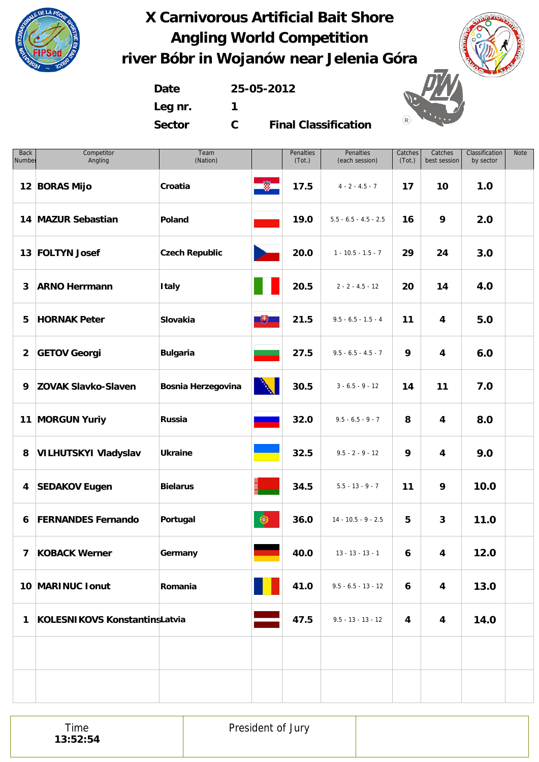# X Carnivorous Artificial Bait Shore Angling World Competition
# river Bóbr in Wojanów near Jelenia Góra

**Date** 25-05-2012
**Leg nr.** 1
**Sector** C **Final Classification**

| Back Number | Competitor Angling | Team (Nation) | | Penalties (Tot.) | Penalties (each session) | Catches (Tot.) | Catches best session | Classification by sector | Note |
|---|---|---|---|---|---|---|---|---|---|
| 12 | BORAS Mijo | Croatia | | 17.5 | 4 - 2 - 4.5 - 7 | 17 | 10 | 1.0 | |
| 14 | MAZUR Sebastian | Poland | | 19.0 | 5.5 - 6.5 - 4.5 - 2.5 | 16 | 9 | 2.0 | |
| 13 | FOLTYN Josef | Czech Republic | | 20.0 | 1 - 10.5 - 1.5 - 7 | 29 | 24 | 3.0 | |
| 3 | ARNO Herrmann | Italy | | 20.5 | 2 - 2 - 4.5 - 12 | 20 | 14 | 4.0 | |
| 5 | HORNAK Peter | Slovakia | | 21.5 | 9.5 - 6.5 - 1.5 - 4 | 11 | 4 | 5.0 | |
| 2 | GETOV Georgi | Bulgaria | | 27.5 | 9.5 - 6.5 - 4.5 - 7 | 9 | 4 | 6.0 | |
| 9 | ZOVAK Slavko-Slaven | Bosnia Herzegovina | | 30.5 | 3 - 6.5 - 9 - 12 | 14 | 11 | 7.0 | |
| 11 | MORGUN Yuriy | Russia | | 32.0 | 9.5 - 6.5 - 9 - 7 | 8 | 4 | 8.0 | |
| 8 | VILHUTSKYI Vladyslav | Ukraine | | 32.5 | 9.5 - 2 - 9 - 12 | 9 | 4 | 9.0 | |
| 4 | SEDAKOV Eugen | Bielarus | | 34.5 | 5.5 - 13 - 9 - 7 | 11 | 9 | 10.0 | |
| 6 | FERNANDES Fernando | Portugal | | 36.0 | 14 - 10.5 - 9 - 2.5 | 5 | 3 | 11.0 | |
| 7 | KOBACK Werner | Germany | | 40.0 | 13 - 13 - 13 - 1 | 6 | 4 | 12.0 | |
| 10 | MARINUC Ionut | Romania | | 41.0 | 9.5 - 6.5 - 13 - 12 | 6 | 4 | 13.0 | |
| 1 | KOLESNIKOVS Konstantins | Latvia | | 47.5 | 9.5 - 13 - 13 - 12 | 4 | 4 | 14.0 | |
| | | | | | | | | | |
| | | | | | | | | | |

| Time 13:52:54 | President of Jury | |
|---|---|---|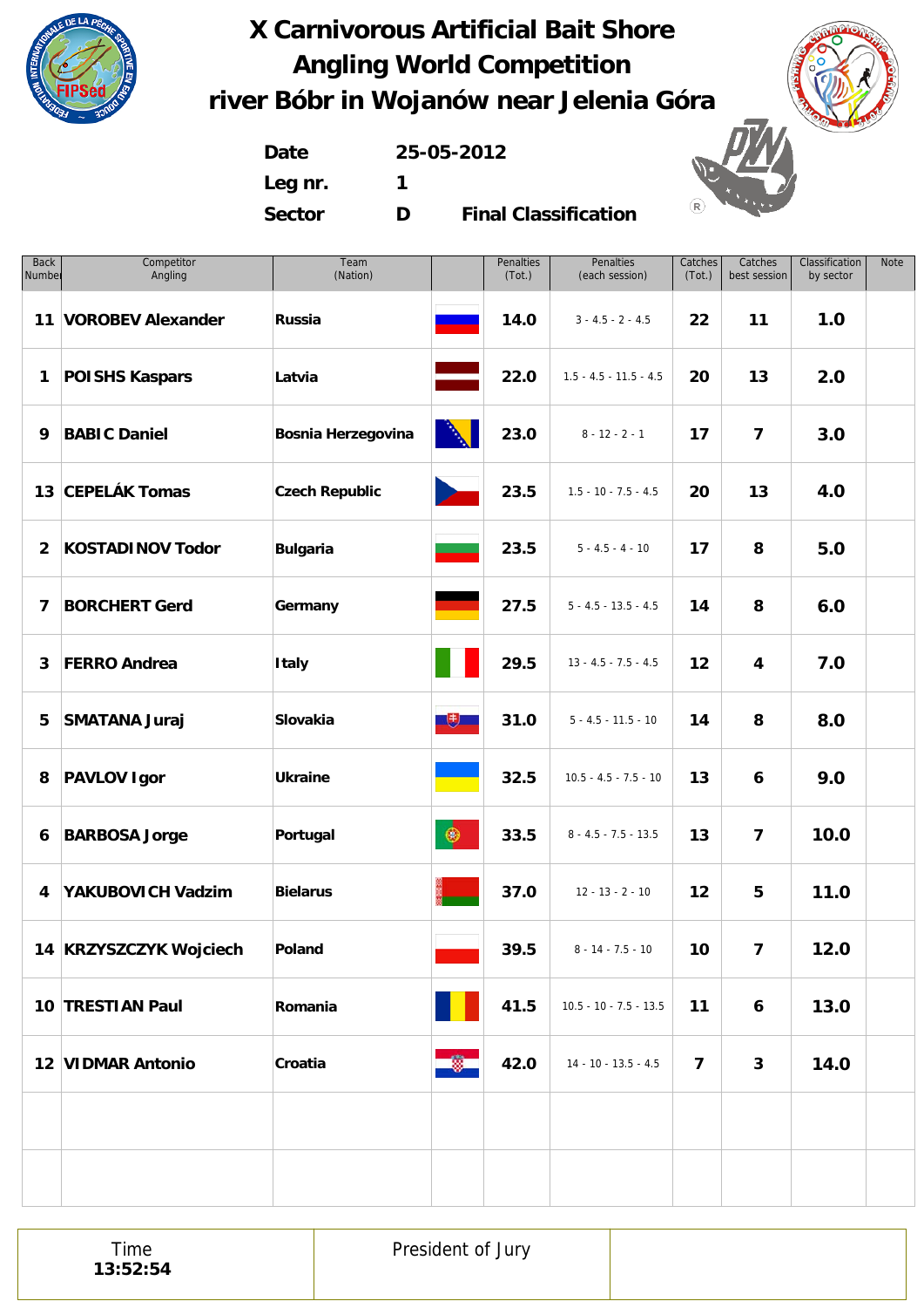# X Carnivorous Artificial Bait Shore Angling World Competition
# river Bóbr in Wojanów near Jelenia Góra

**Date** 25-05-2012
**Leg nr.** 1
**Sector** D **Final Classification**

| Back Number | Competitor Angling | Team (Nation) | | Penalties (Tot.) | Penalties (each session) | Catches (Tot.) | Catches best session | Classification by sector | Note |
|---|---|---|---|---|---|---|---|---|---|
| 11 | VOROBEV Alexander | Russia | | 14.0 | 3 - 4.5 - 2 - 4.5 | 22 | 11 | 1.0 | |
| 1 | POISHS Kaspars | Latvia | | 22.0 | 1.5 - 4.5 - 11.5 - 4.5 | 20 | 13 | 2.0 | |
| 9 | BABIC Daniel | Bosnia Herzegovina | | 23.0 | 8 - 12 - 2 - 1 | 17 | 7 | 3.0 | |
| 13 | CEPELÁK Tomas | Czech Republic | | 23.5 | 1.5 - 10 - 7.5 - 4.5 | 20 | 13 | 4.0 | |
| 2 | KOSTADINOV Todor | Bulgaria | | 23.5 | 5 - 4.5 - 4 - 10 | 17 | 8 | 5.0 | |
| 7 | BORCHERT Gerd | Germany | | 27.5 | 5 - 4.5 - 13.5 - 4.5 | 14 | 8 | 6.0 | |
| 3 | FERRO Andrea | Italy | | 29.5 | 13 - 4.5 - 7.5 - 4.5 | 12 | 4 | 7.0 | |
| 5 | SMATANA Juraj | Slovakia | | 31.0 | 5 - 4.5 - 11.5 - 10 | 14 | 8 | 8.0 | |
| 8 | PAVLOV Igor | Ukraine | | 32.5 | 10.5 - 4.5 - 7.5 - 10 | 13 | 6 | 9.0 | |
| 6 | BARBOSA Jorge | Portugal | | 33.5 | 8 - 4.5 - 7.5 - 13.5 | 13 | 7 | 10.0 | |
| 4 | YAKUBOVICH Vadzim | Bielarus | | 37.0 | 12 - 13 - 2 - 10 | 12 | 5 | 11.0 | |
| 14 | KRZYSZCZYK Wojciech | Poland | | 39.5 | 8 - 14 - 7.5 - 10 | 10 | 7 | 12.0 | |
| 10 | TRESTIAN Paul | Romania | | 41.5 | 10.5 - 10 - 7.5 - 13.5 | 11 | 6 | 13.0 | |
| 12 | VIDMAR Antonio | Croatia | | 42.0 | 14 - 10 - 13.5 - 4.5 | 7 | 3 | 14.0 | |
| | | | | | | | | | |
| | | | | | | | | | |

| Time **13:52:54** | President of Jury | |
|---|---|---|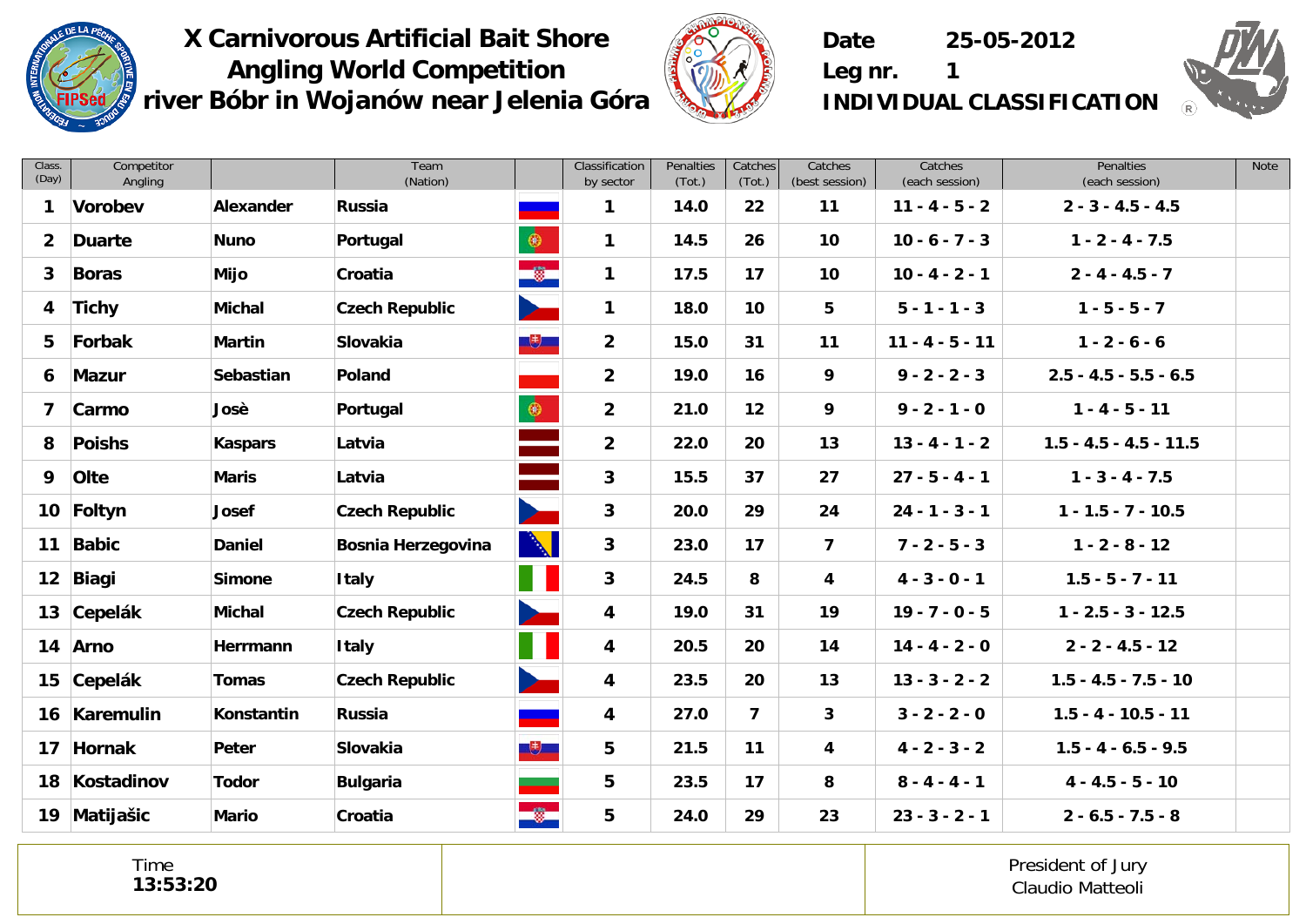# X Carnivorous Artificial Bait Shore Angling World Competition
## river Bóbr in Wojanów near Jelenia Góra

**Date** 25-05-2012
**Leg nr.** 1
**INDIVIDUAL CLASSIFICATION**

| Class. (Day) | Competitor Angling | | Team (Nation) | | Classification by sector | Penalties (Tot.) | Catches (Tot.) | Catches (best session) | Catches (each session) | Penalties (each session) | Note |
|---|---|---|---|---|---|---|---|---|---|---|---|
| 1 | Vorobev | Alexander | Russia | | 1 | 14.0 | 22 | 11 | 11 - 4 - 5 - 2 | 2 - 3 - 4.5 - 4.5 | |
| 2 | Duarte | Nuno | Portugal | | 1 | 14.5 | 26 | 10 | 10 - 6 - 7 - 3 | 1 - 2 - 4 - 7.5 | |
| 3 | Boras | Mijo | Croatia | | 1 | 17.5 | 17 | 10 | 10 - 4 - 2 - 1 | 2 - 4 - 4.5 - 7 | |
| 4 | Tichy | Michal | Czech Republic | | 1 | 18.0 | 10 | 5 | 5 - 1 - 1 - 3 | 1 - 5 - 5 - 7 | |
| 5 | Forbak | Martin | Slovakia | | 2 | 15.0 | 31 | 11 | 11 - 4 - 5 - 11 | 1 - 2 - 6 - 6 | |
| 6 | Mazur | Sebastian | Poland | | 2 | 19.0 | 16 | 9 | 9 - 2 - 2 - 3 | 2.5 - 4.5 - 5.5 - 6.5 | |
| 7 | Carmo | Josè | Portugal | | 2 | 21.0 | 12 | 9 | 9 - 2 - 1 - 0 | 1 - 4 - 5 - 11 | |
| 8 | Poishs | Kaspars | Latvia | | 2 | 22.0 | 20 | 13 | 13 - 4 - 1 - 2 | 1.5 - 4.5 - 4.5 - 11.5 | |
| 9 | Olte | Maris | Latvia | | 3 | 15.5 | 37 | 27 | 27 - 5 - 4 - 1 | 1 - 3 - 4 - 7.5 | |
| 10 | Foltyn | Josef | Czech Republic | | 3 | 20.0 | 29 | 24 | 24 - 1 - 3 - 1 | 1 - 1.5 - 7 - 10.5 | |
| 11 | Babic | Daniel | Bosnia Herzegovina | | 3 | 23.0 | 17 | 7 | 7 - 2 - 5 - 3 | 1 - 2 - 8 - 12 | |
| 12 | Biagi | Simone | Italy | | 3 | 24.5 | 8 | 4 | 4 - 3 - 0 - 1 | 1.5 - 5 - 7 - 11 | |
| 13 | Cepelák | Michal | Czech Republic | | 4 | 19.0 | 31 | 19 | 19 - 7 - 0 - 5 | 1 - 2.5 - 3 - 12.5 | |
| 14 | Arno | Herrmann | Italy | | 4 | 20.5 | 20 | 14 | 14 - 4 - 2 - 0 | 2 - 2 - 4.5 - 12 | |
| 15 | Cepelák | Tomas | Czech Republic | | 4 | 23.5 | 20 | 13 | 13 - 3 - 2 - 2 | 1.5 - 4.5 - 7.5 - 10 | |
| 16 | Karemulin | Konstantin | Russia | | 4 | 27.0 | 7 | 3 | 3 - 2 - 2 - 0 | 1.5 - 4 - 10.5 - 11 | |
| 17 | Hornak | Peter | Slovakia | | 5 | 21.5 | 11 | 4 | 4 - 2 - 3 - 2 | 1.5 - 4 - 6.5 - 9.5 | |
| 18 | Kostadinov | Todor | Bulgaria | | 5 | 23.5 | 17 | 8 | 8 - 4 - 4 - 1 | 4 - 4.5 - 5 - 10 | |
| 19 | Matijašic | Mario | Croatia | | 5 | 24.0 | 29 | 23 | 23 - 3 - 2 - 1 | 2 - 6.5 - 7.5 - 8 | |

Time
**13:53:20**

President of Jury
Claudio Matteoli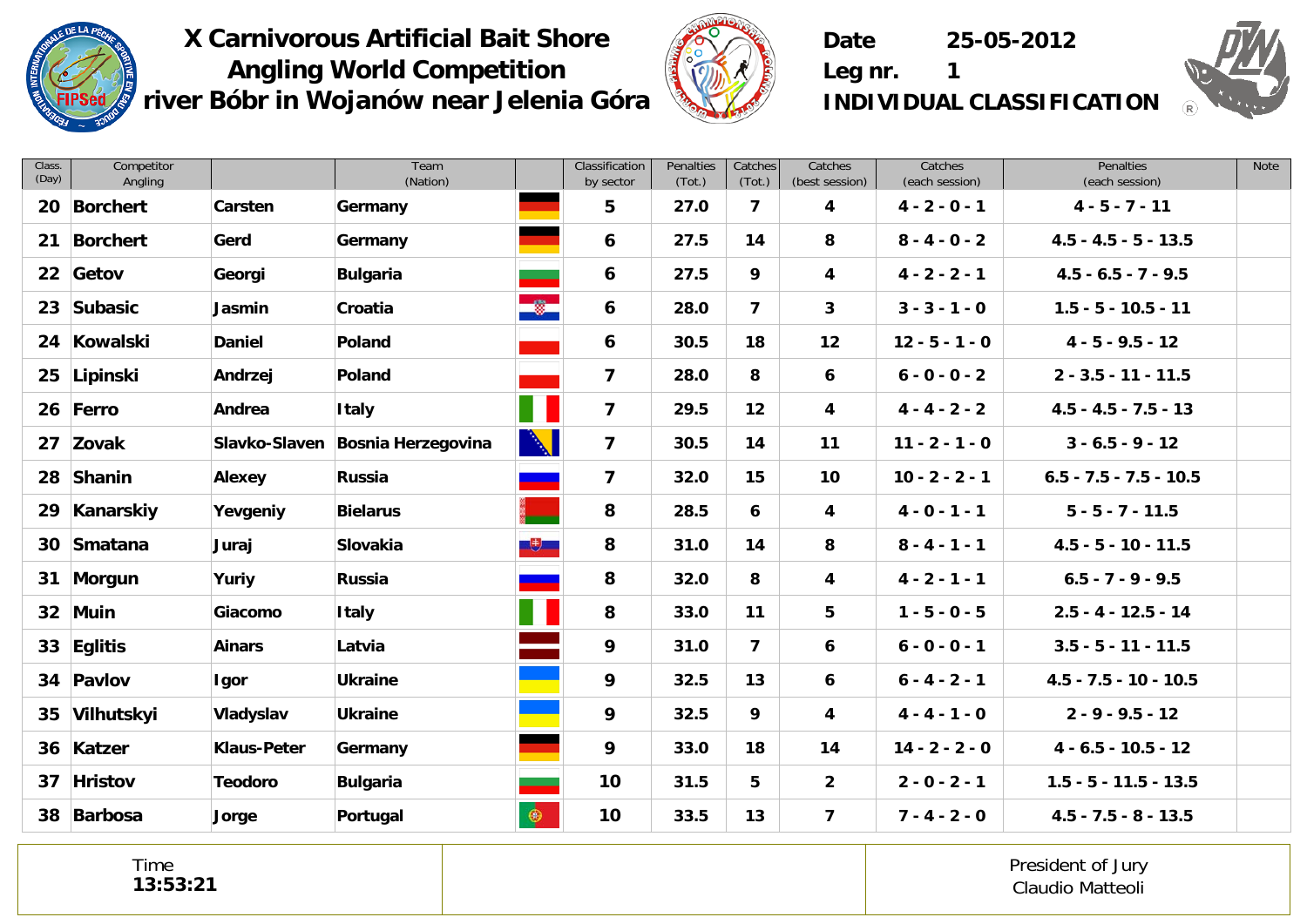# X Carnivorous Artificial Bait Shore Angling World Competition river Bóbr in Wojanów near Jelenia Góra

**Date** 25-05-2012
**Leg nr.** 1
**INDIVIDUAL CLASSIFICATION**

| Class. (Day) | Competitor Angling | | Team (Nation) | | Classification by sector | Penalties (Tot.) | Catches (Tot.) | Catches (best session) | Catches (each session) | Penalties (each session) | Note |
|---|---|---|---|---|---|---|---|---|---|---|---|
| 20 | Borchert | Carsten | Germany | | 5 | 27.0 | 7 | 4 | 4 - 2 - 0 - 1 | 4 - 5 - 7 - 11 | |
| 21 | Borchert | Gerd | Germany | | 6 | 27.5 | 14 | 8 | 8 - 4 - 0 - 2 | 4.5 - 4.5 - 5 - 13.5 | |
| 22 | Getov | Georgi | Bulgaria | | 6 | 27.5 | 9 | 4 | 4 - 2 - 2 - 1 | 4.5 - 6.5 - 7 - 9.5 | |
| 23 | Subasic | Jasmin | Croatia | | 6 | 28.0 | 7 | 3 | 3 - 3 - 1 - 0 | 1.5 - 5 - 10.5 - 11 | |
| 24 | Kowalski | Daniel | Poland | | 6 | 30.5 | 18 | 12 | 12 - 5 - 1 - 0 | 4 - 5 - 9.5 - 12 | |
| 25 | Lipinski | Andrzej | Poland | | 7 | 28.0 | 8 | 6 | 6 - 0 - 0 - 2 | 2 - 3.5 - 11 - 11.5 | |
| 26 | Ferro | Andrea | Italy | | 7 | 29.5 | 12 | 4 | 4 - 4 - 2 - 2 | 4.5 - 4.5 - 7.5 - 13 | |
| 27 | Zovak | Slavko-Slaven | Bosnia Herzegovina | | 7 | 30.5 | 14 | 11 | 11 - 2 - 1 - 0 | 3 - 6.5 - 9 - 12 | |
| 28 | Shanin | Alexey | Russia | | 7 | 32.0 | 15 | 10 | 10 - 2 - 2 - 1 | 6.5 - 7.5 - 7.5 - 10.5 | |
| 29 | Kanarskiy | Yevgeniy | Bielarus | | 8 | 28.5 | 6 | 4 | 4 - 0 - 1 - 1 | 5 - 5 - 7 - 11.5 | |
| 30 | Smatana | Juraj | Slovakia | | 8 | 31.0 | 14 | 8 | 8 - 4 - 1 - 1 | 4.5 - 5 - 10 - 11.5 | |
| 31 | Morgun | Yuriy | Russia | | 8 | 32.0 | 8 | 4 | 4 - 2 - 1 - 1 | 6.5 - 7 - 9 - 9.5 | |
| 32 | Muin | Giacomo | Italy | | 8 | 33.0 | 11 | 5 | 1 - 5 - 0 - 5 | 2.5 - 4 - 12.5 - 14 | |
| 33 | Eglitis | Ainars | Latvia | | 9 | 31.0 | 7 | 6 | 6 - 0 - 0 - 1 | 3.5 - 5 - 11 - 11.5 | |
| 34 | Pavlov | Igor | Ukraine | | 9 | 32.5 | 13 | 6 | 6 - 4 - 2 - 1 | 4.5 - 7.5 - 10 - 10.5 | |
| 35 | Vilhutskyi | Vladyslav | Ukraine | | 9 | 32.5 | 9 | 4 | 4 - 4 - 1 - 0 | 2 - 9 - 9.5 - 12 | |
| 36 | Katzer | Klaus-Peter | Germany | | 9 | 33.0 | 18 | 14 | 14 - 2 - 2 - 0 | 4 - 6.5 - 10.5 - 12 | |
| 37 | Hristov | Teodoro | Bulgaria | | 10 | 31.5 | 5 | 2 | 2 - 0 - 2 - 1 | 1.5 - 5 - 11.5 - 13.5 | |
| 38 | Barbosa | Jorge | Portugal | | 10 | 33.5 | 13 | 7 | 7 - 4 - 2 - 0 | 4.5 - 7.5 - 8 - 13.5 | |

Time
**13:53:21**

President of Jury
Claudio Matteoli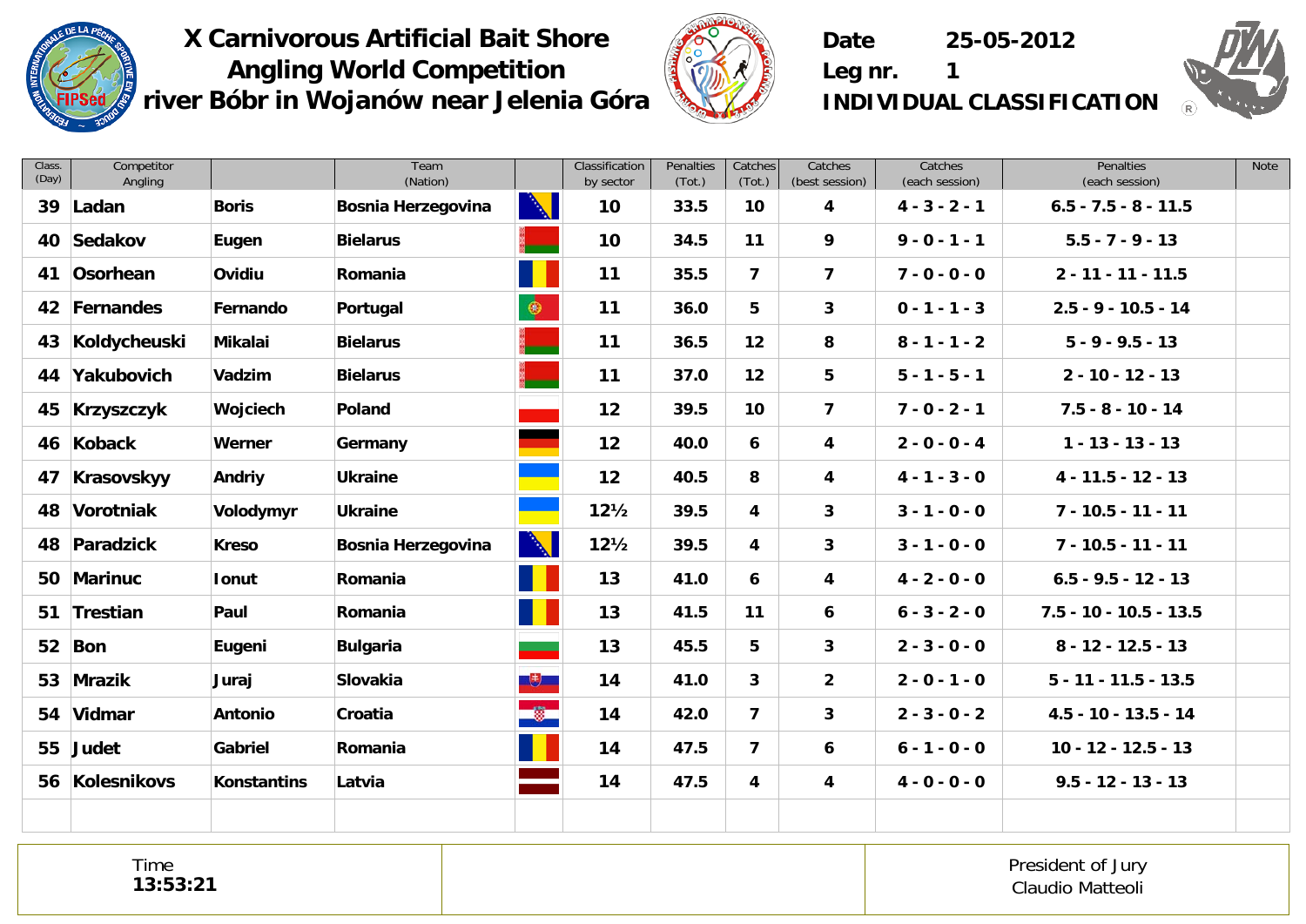# X Carnivorous Artificial Bait Shore Angling World Competition river Bóbr in Wojanów near Jelenia Góra

**Date** 25-05-2012

**Leg nr.** 1

**INDIVIDUAL CLASSIFICATION**

| Class. (Day) | Competitor Angling | | Team (Nation) | | Classification by sector | Penalties (Tot.) | Catches (Tot.) | Catches (best session) | Catches (each session) | Penalties (each session) | Note |
|---|---|---|---|---|---|---|---|---|---|---|---|
| 39 | Ladan | Boris | Bosnia Herzegovina | | 10 | 33.5 | 10 | 4 | 4 - 3 - 2 - 1 | 6.5 - 7.5 - 8 - 11.5 | |
| 40 | Sedakov | Eugen | Bielarus | | 10 | 34.5 | 11 | 9 | 9 - 0 - 1 - 1 | 5.5 - 7 - 9 - 13 | |
| 41 | Osorhean | Ovidiu | Romania | | 11 | 35.5 | 7 | 7 | 7 - 0 - 0 - 0 | 2 - 11 - 11 - 11.5 | |
| 42 | Fernandes | Fernando | Portugal | | 11 | 36.0 | 5 | 3 | 0 - 1 - 1 - 3 | 2.5 - 9 - 10.5 - 14 | |
| 43 | Koldycheuski | Mikalai | Bielarus | | 11 | 36.5 | 12 | 8 | 8 - 1 - 1 - 2 | 5 - 9 - 9.5 - 13 | |
| 44 | Yakubovich | Vadzim | Bielarus | | 11 | 37.0 | 12 | 5 | 5 - 1 - 5 - 1 | 2 - 10 - 12 - 13 | |
| 45 | Krzyszczyk | Wojciech | Poland | | 12 | 39.5 | 10 | 7 | 7 - 0 - 2 - 1 | 7.5 - 8 - 10 - 14 | |
| 46 | Koback | Werner | Germany | | 12 | 40.0 | 6 | 4 | 2 - 0 - 0 - 4 | 1 - 13 - 13 - 13 | |
| 47 | Krasovskyy | Andriy | Ukraine | | 12 | 40.5 | 8 | 4 | 4 - 1 - 3 - 0 | 4 - 11.5 - 12 - 13 | |
| 48 | Vorotniak | Volodymyr | Ukraine | | 12½ | 39.5 | 4 | 3 | 3 - 1 - 0 - 0 | 7 - 10.5 - 11 - 11 | |
| 48 | Paradzick | Kreso | Bosnia Herzegovina | | 12½ | 39.5 | 4 | 3 | 3 - 1 - 0 - 0 | 7 - 10.5 - 11 - 11 | |
| 50 | Marinuc | Ionut | Romania | | 13 | 41.0 | 6 | 4 | 4 - 2 - 0 - 0 | 6.5 - 9.5 - 12 - 13 | |
| 51 | Trestian | Paul | Romania | | 13 | 41.5 | 11 | 6 | 6 - 3 - 2 - 0 | 7.5 - 10 - 10.5 - 13.5 | |
| 52 | Bon | Eugeni | Bulgaria | | 13 | 45.5 | 5 | 3 | 2 - 3 - 0 - 0 | 8 - 12 - 12.5 - 13 | |
| 53 | Mrazik | Juraj | Slovakia | | 14 | 41.0 | 3 | 2 | 2 - 0 - 1 - 0 | 5 - 11 - 11.5 - 13.5 | |
| 54 | Vidmar | Antonio | Croatia | | 14 | 42.0 | 7 | 3 | 2 - 3 - 0 - 2 | 4.5 - 10 - 13.5 - 14 | |
| 55 | Judet | Gabriel | Romania | | 14 | 47.5 | 7 | 6 | 6 - 1 - 0 - 0 | 10 - 12 - 12.5 - 13 | |
| 56 | Kolesnikovs | Konstantins | Latvia | | 14 | 47.5 | 4 | 4 | 4 - 0 - 0 - 0 | 9.5 - 12 - 13 - 13 | |

Time
13:53:21

President of Jury
Claudio Matteoli